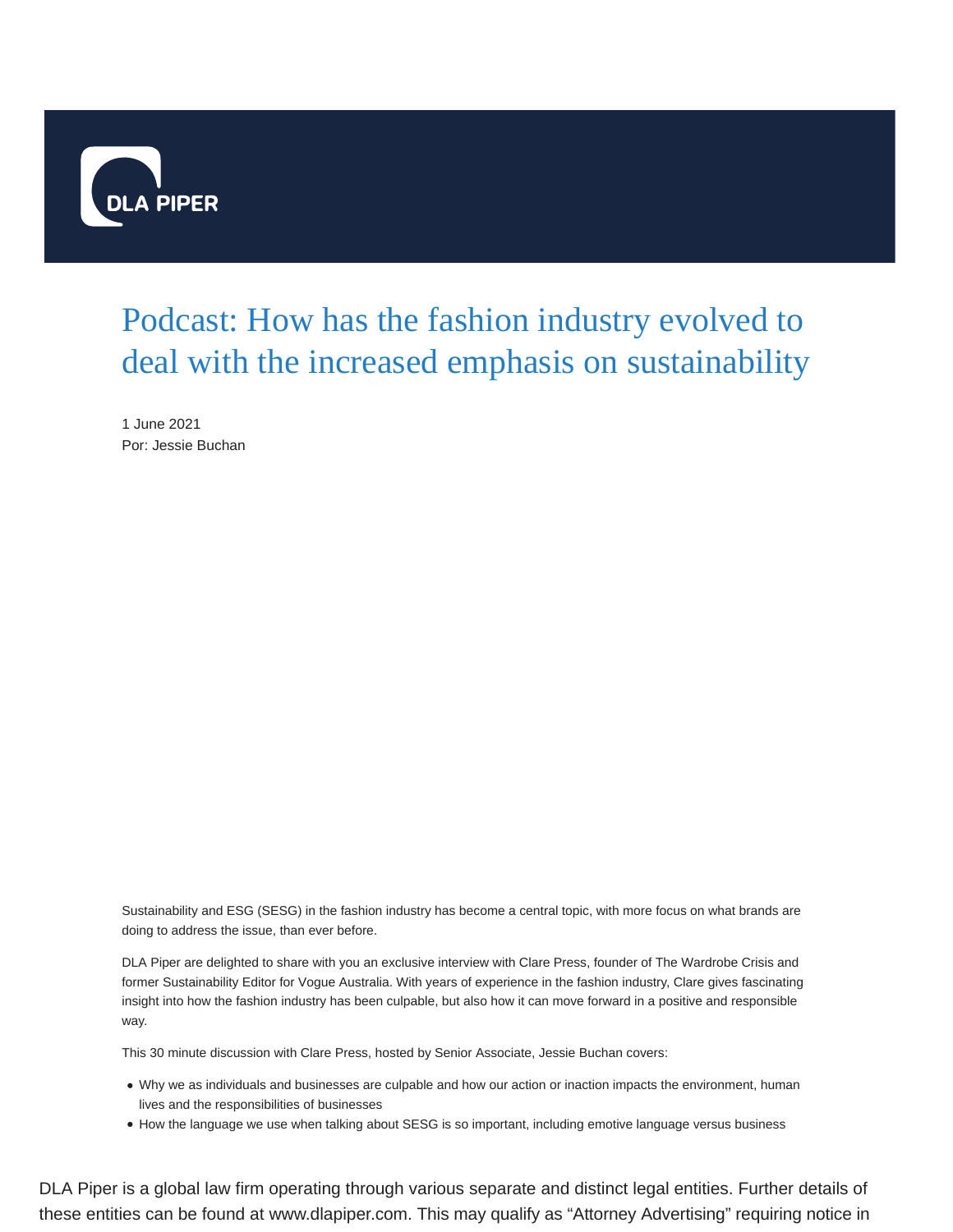# Podcast: How has the fashion industry evolved to deal with the increased emphasis on sustainability

1 June 2021
Por: Jessie Buchan

Sustainability and ESG (SESG) in the fashion industry has become a central topic, with more focus on what brands are doing to address the issue, than ever before.

DLA Piper are delighted to share with you an exclusive interview with Clare Press, founder of The Wardrobe Crisis and former Sustainability Editor for Vogue Australia. With years of experience in the fashion industry, Clare gives fascinating insight into how the fashion industry has been culpable, but also how it can move forward in a positive and responsible way.

This 30 minute discussion with Clare Press, hosted by Senior Associate, Jessie Buchan covers:

- Why we as individuals and businesses are culpable and how our action or inaction impacts the environment, human lives and the responsibilities of businesses
- How the language we use when talking about SESG is so important, including emotive language versus business

DLA Piper is a global law firm operating through various separate and distinct legal entities. Further details of these entities can be found at www.dlapiper.com. This may qualify as “Attorney Advertising” requiring notice in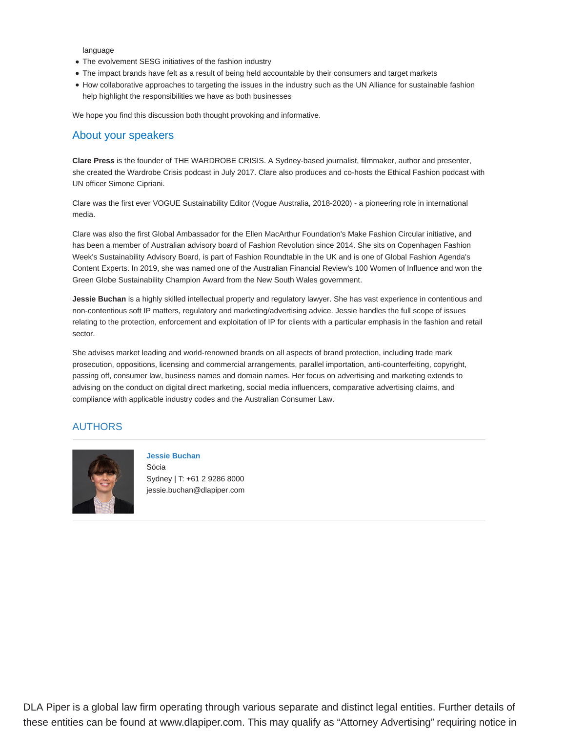language

- The evolvement SESG initiatives of the fashion industry
- The impact brands have felt as a result of being held accountable by their consumers and target markets
- How collaborative approaches to targeting the issues in the industry such as the UN Alliance for sustainable fashion help highlight the responsibilities we have as both businesses

We hope you find this discussion both thought provoking and informative.

## About your speakers

**Clare Press** is the founder of THE WARDROBE CRISIS. A Sydney-based journalist, filmmaker, author and presenter, she created the Wardrobe Crisis podcast in July 2017. Clare also produces and co-hosts the Ethical Fashion podcast with UN officer Simone Cipriani.

Clare was the first ever VOGUE Sustainability Editor (Vogue Australia, 2018-2020) - a pioneering role in international media.

Clare was also the first Global Ambassador for the Ellen MacArthur Foundation's Make Fashion Circular initiative, and has been a member of Australian advisory board of Fashion Revolution since 2014. She sits on Copenhagen Fashion Week's Sustainability Advisory Board, is part of Fashion Roundtable in the UK and is one of Global Fashion Agenda's Content Experts. In 2019, she was named one of the Australian Financial Review's 100 Women of Influence and won the Green Globe Sustainability Champion Award from the New South Wales government.

**Jessie Buchan** is a highly skilled intellectual property and regulatory lawyer. She has vast experience in contentious and non-contentious soft IP matters, regulatory and marketing/advertising advice. Jessie handles the full scope of issues relating to the protection, enforcement and exploitation of IP for clients with a particular emphasis in the fashion and retail sector.

She advises market leading and world-renowned brands on all aspects of brand protection, including trade mark prosecution, oppositions, licensing and commercial arrangements, parallel importation, anti-counterfeiting, copyright, passing off, consumer law, business names and domain names. Her focus on advertising and marketing extends to advising on the conduct on digital direct marketing, social media influencers, comparative advertising claims, and compliance with applicable industry codes and the Australian Consumer Law.

## AUTHORS

**Jessie Buchan**
Sócia
Sydney | T: +61 2 9286 8000
jessie.buchan@dlapiper.com

DLA Piper is a global law firm operating through various separate and distinct legal entities. Further details of these entities can be found at www.dlapiper.com. This may qualify as “Attorney Advertising” requiring notice in